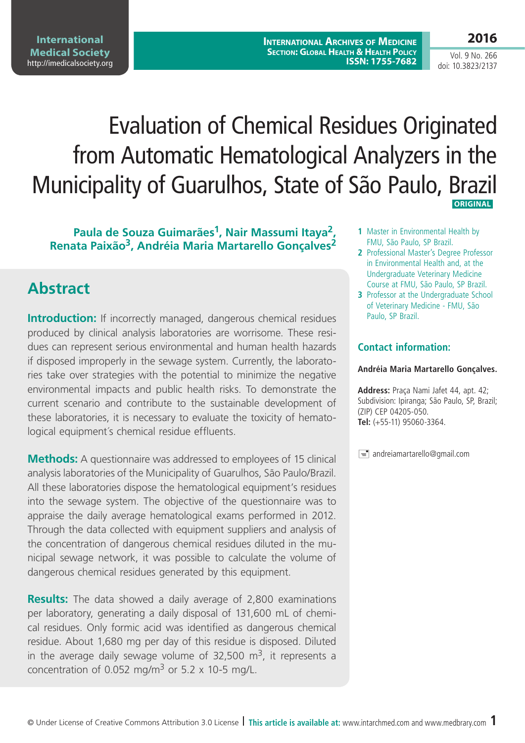# Evaluation of Chemical Residues Originated from Automatic Hematological Analyzers in the Municipality of Guarulhos, State of São Paulo, Brazil

ORIGINAL

**Paula de Souza Guimarães[1], Nair Massumi Itaya[2], Renata Paixão[3], Andréia Maria Martarello Gonçalves[2]**

1 Master in Environmental Health by FMU, São Paulo, SP Brazil.
2 Professional Master's Degree Professor in Environmental Health and, at the Undergraduate Veterinary Medicine Course at FMU, São Paulo, SP Brazil.
3 Professor at the Undergraduate School of Veterinary Medicine - FMU, São Paulo, SP Brazil.

### Contact information:

**Andréia Maria Martarello Gonçalves.**

**Address:** Praça Nami Jafet 44, apt. 42; Subdivision: Ipiranga; São Paulo, SP, Brazil; (ZIP) CEP 04205-050.
**Tel:** (+55-11) 95060-3364.

andreiamartarello@gmail.com

## Abstract

**Introduction:** If incorrectly managed, dangerous chemical residues produced by clinical analysis laboratories are worrisome. These residues can represent serious environmental and human health hazards if disposed improperly in the sewage system. Currently, the laboratories take over strategies with the potential to minimize the negative environmental impacts and public health risks. To demonstrate the current scenario and contribute to the sustainable development of these laboratories, it is necessary to evaluate the toxicity of hematological equipment´s chemical residue effluents.

**Methods:** A questionnaire was addressed to employees of 15 clinical analysis laboratories of the Municipality of Guarulhos, São Paulo/Brazil. All these laboratories dispose the hematological equipment's residues into the sewage system. The objective of the questionnaire was to appraise the daily average hematological exams performed in 2012. Through the data collected with equipment suppliers and analysis of the concentration of dangerous chemical residues diluted in the municipal sewage network, it was possible to calculate the volume of dangerous chemical residues generated by this equipment.

**Results:** The data showed a daily average of 2,800 examinations per laboratory, generating a daily disposal of 131,600 mL of chemical residues. Only formic acid was identified as dangerous chemical residue. About 1,680 mg per day of this residue is disposed. Diluted in the average daily sewage volume of 32,500 $m^3$, it represents a concentration of 0.052 $mg/m^3$ or 5.2 x 10-5 mg/L.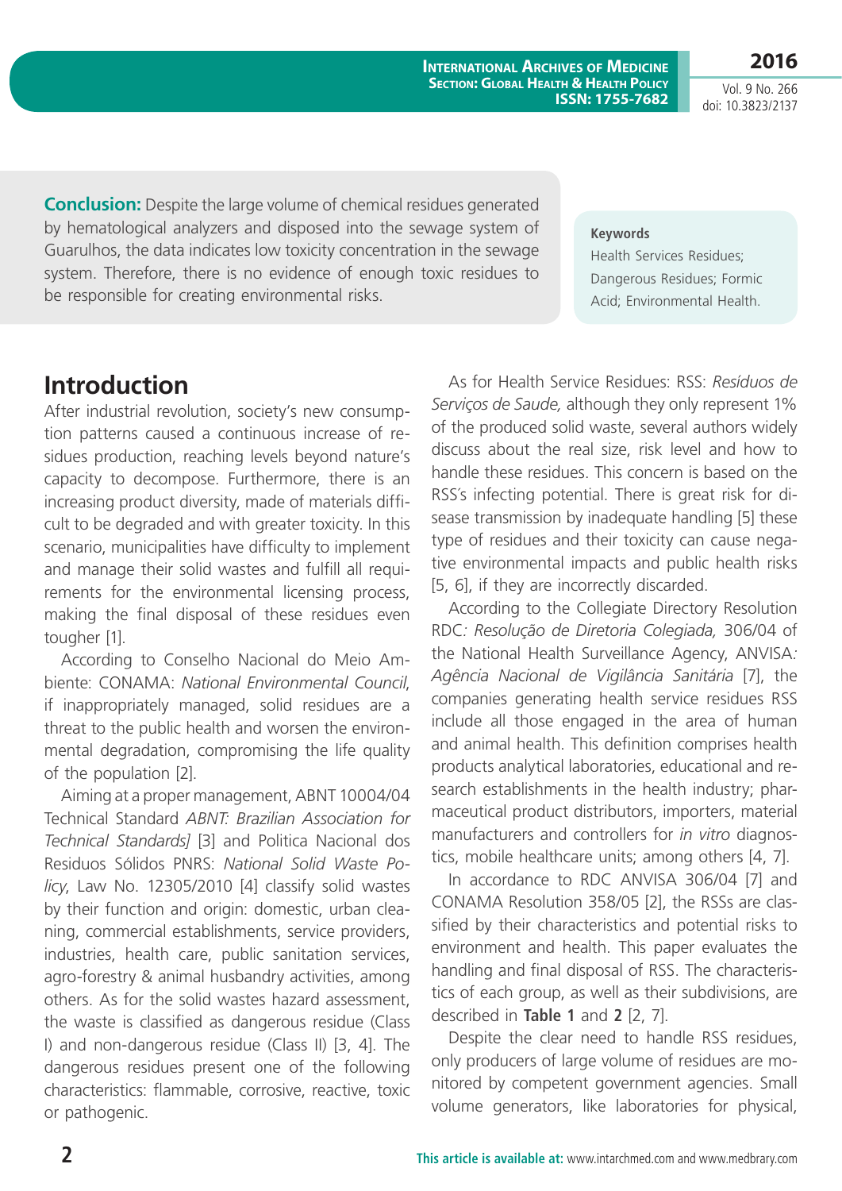**Conclusion:** Despite the large volume of chemical residues generated by hematological analyzers and disposed into the sewage system of Guarulhos, the data indicates low toxicity concentration in the sewage system. Therefore, there is no evidence of enough toxic residues to be responsible for creating environmental risks.

**Keywords**

Health Services Residues; Dangerous Residues; Formic Acid; Environmental Health.

## Introduction

After industrial revolution, society's new consumption patterns caused a continuous increase of residues production, reaching levels beyond nature's capacity to decompose. Furthermore, there is an increasing product diversity, made of materials difficult to be degraded and with greater toxicity. In this scenario, municipalities have difficulty to implement and manage their solid wastes and fulfill all requirements for the environmental licensing process, making the final disposal of these residues even tougher [1].

According to Conselho Nacional do Meio Ambiente: CONAMA: *National Environmental Council*, if inappropriately managed, solid residues are a threat to the public health and worsen the environmental degradation, compromising the life quality of the population [2].

Aiming at a proper management, ABNT 10004/04 Technical Standard *ABNT: Brazilian Association for Technical Standards]* [3] and Politica Nacional dos Residuos Sólidos PNRS: *National Solid Waste Policy*, Law No. 12305/2010 [4] classify solid wastes by their function and origin: domestic, urban cleaning, commercial establishments, service providers, industries, health care, public sanitation services, agro-forestry & animal husbandry activities, among others. As for the solid wastes hazard assessment, the waste is classified as dangerous residue (Class I) and non-dangerous residue (Class II) [3, 4]. The dangerous residues present one of the following characteristics: flammable, corrosive, reactive, toxic or pathogenic.

As for Health Service Residues: RSS: *Resíduos de Serviços de Saude,* although they only represent 1% of the produced solid waste, several authors widely discuss about the real size, risk level and how to handle these residues. This concern is based on the RSS´s infecting potential. There is great risk for disease transmission by inadequate handling [5] these type of residues and their toxicity can cause negative environmental impacts and public health risks [5, 6], if they are incorrectly discarded.

According to the Collegiate Directory Resolution RDC*: Resolução de Diretoria Colegiada,* 306/04 of the National Health Surveillance Agency, ANVISA*: Agência Nacional de Vigilância Sanitária* [7], the companies generating health service residues RSS include all those engaged in the area of human and animal health. This definition comprises health products analytical laboratories, educational and research establishments in the health industry; pharmaceutical product distributors, importers, material manufacturers and controllers for *in vitro* diagnostics, mobile healthcare units; among others [4, 7].

In accordance to RDC ANVISA 306/04 [7] and CONAMA Resolution 358/05 [2], the RSSs are classified by their characteristics and potential risks to environment and health. This paper evaluates the handling and final disposal of RSS. The characteristics of each group, as well as their subdivisions, are described in **Table 1** and **2** [2, 7].

Despite the clear need to handle RSS residues, only producers of large volume of residues are monitored by competent government agencies. Small volume generators, like laboratories for physical,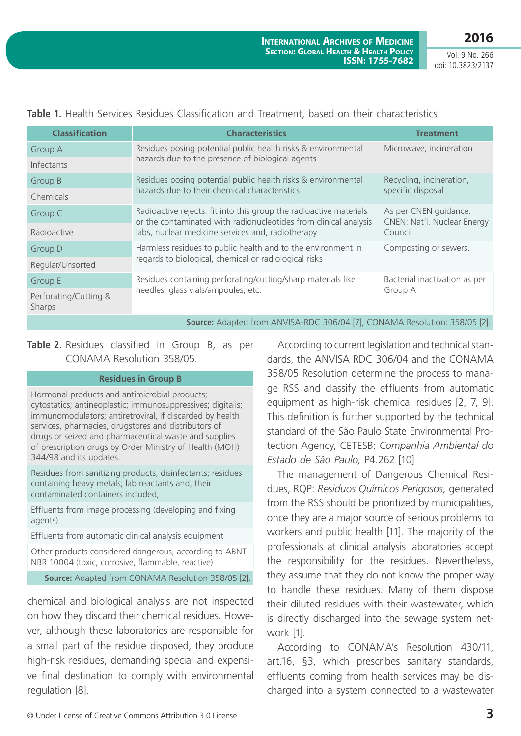**Table 1.** Health Services Residues Classification and Treatment, based on their characteristics.

| Classification | Characteristics | Treatment |
|---|---|---|
| Group A<br>Infectants | Residues posing potential public health risks & environmental hazards due to the presence of biological agents | Microwave, incineration |
| Group B<br>Chemicals | Residues posing potential public health risks & environmental hazards due to their chemical characteristics | Recycling, incineration, specific disposal |
| Group C<br>Radioactive | Radioactive rejects: fit into this group the radioactive materials or the contaminated with radionucleotides from clinical analysis labs, nuclear medicine services and, radiotherapy | As per CNEN guidance. CNEN: Nat'l. Nuclear Energy Council |
| Group D<br>Regular/Unsorted | Harmless residues to public health and to the environment in regards to biological, chemical or radiological risks | Composting or sewers. |
| Group E<br>Perforating/Cutting & Sharps | Residues containing perforating/cutting/sharp materials like needles, glass vials/ampoules, etc. | Bacterial inactivation as per Group A |

**Source:** Adapted from ANVISA-RDC 306/04 [7], CONAMA Resolution: 358/05 [2].

**Table 2.** Residues classified in Group B, as per CONAMA Resolution 358/05.

| Residues in Group B |
|---|
| Hormonal products and antimicrobial products; cytostatics; antineoplastic; immunosuppressives; digitalis; immunomodulators; antiretroviral, if discarded by health services, pharmacies, drugstores and distributors of drugs or seized and pharmaceutical waste and supplies of prescription drugs by Order Ministry of Health (MOH) 344/98 and its updates. |
| Residues from sanitizing products, disinfectants; residues containing heavy metals; lab reactants and, their contaminated containers included, |
| Effluents from image processing (developing and fixing agents) |
| Effluents from automatic clinical analysis equipment |
| Other products considered dangerous, according to ABNT: NBR 10004 (toxic, corrosive, flammable, reactive) |

**Source:** Adapted from CONAMA Resolution 358/05 [2].

chemical and biological analysis are not inspected on how they discard their chemical residues. However, although these laboratories are responsible for a small part of the residue disposed, they produce high-risk residues, demanding special and expensive final destination to comply with environmental regulation [8].

According to current legislation and technical standards, the ANVISA RDC 306/04 and the CONAMA 358/05 Resolution determine the process to manage RSS and classify the effluents from automatic equipment as high-risk chemical residues [2, 7, 9]. This definition is further supported by the technical standard of the São Paulo State Environmental Protection Agency, CETESB: *Companhia Ambiental do Estado de São Paulo,* P4.262 [10]

The management of Dangerous Chemical Residues, RQP: *Resíduos Químicos Perigosos,* generated from the RSS should be prioritized by municipalities, once they are a major source of serious problems to workers and public health [11]. The majority of the professionals at clinical analysis laboratories accept the responsibility for the residues. Nevertheless, they assume that they do not know the proper way to handle these residues. Many of them dispose their diluted residues with their wastewater, which is directly discharged into the sewage system network [1].

According to CONAMA's Resolution 430/11, art.16, §3, which prescribes sanitary standards, effluents coming from health services may be discharged into a system connected to a wastewater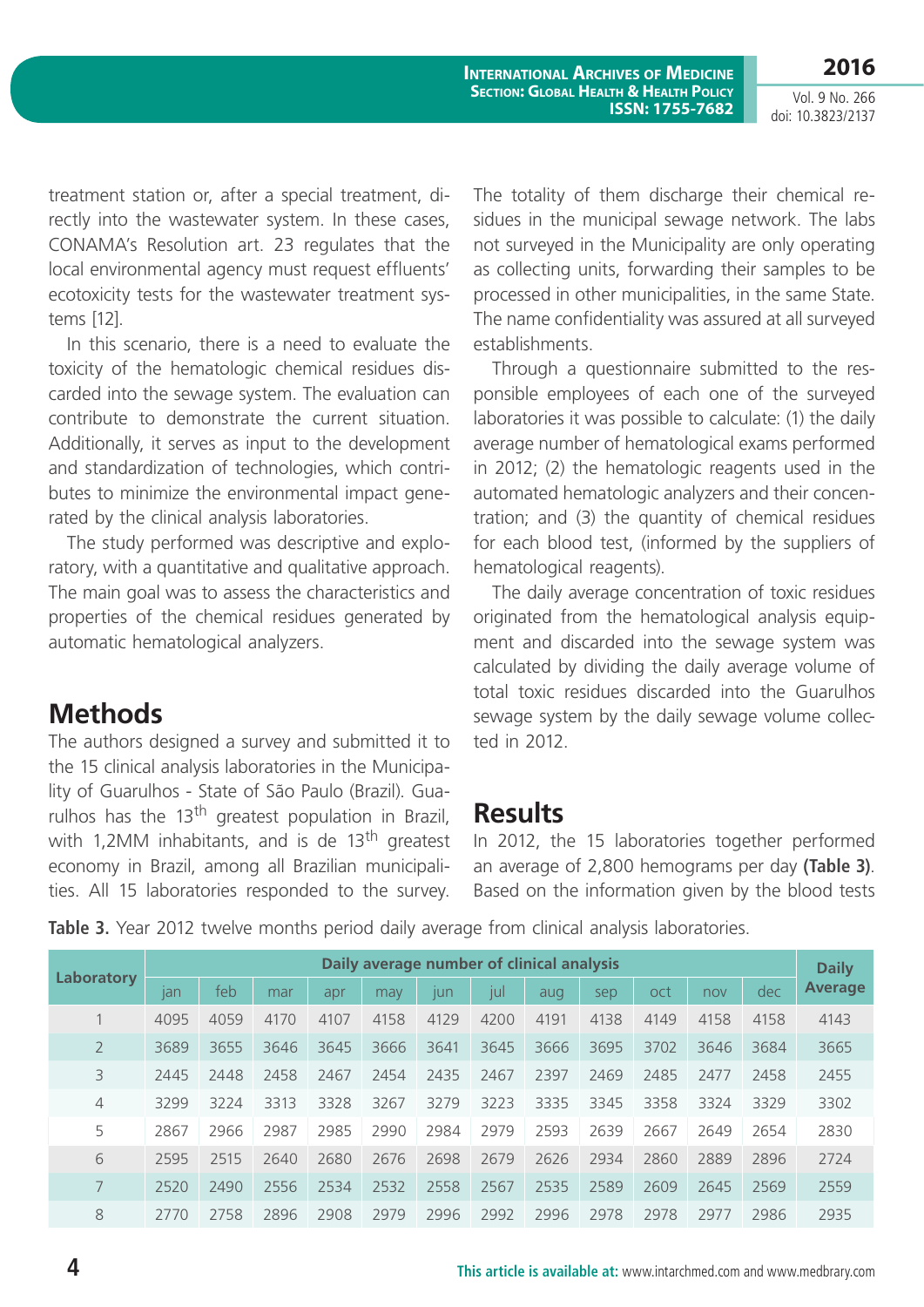treatment station or, after a special treatment, directly into the wastewater system. In these cases, CONAMA's Resolution art. 23 regulates that the local environmental agency must request effluents' ecotoxicity tests for the wastewater treatment systems [12].

In this scenario, there is a need to evaluate the toxicity of the hematologic chemical residues discarded into the sewage system. The evaluation can contribute to demonstrate the current situation. Additionally, it serves as input to the development and standardization of technologies, which contributes to minimize the environmental impact generated by the clinical analysis laboratories.

The study performed was descriptive and exploratory, with a quantitative and qualitative approach. The main goal was to assess the characteristics and properties of the chemical residues generated by automatic hematological analyzers.

## Methods

The authors designed a survey and submitted it to the 15 clinical analysis laboratories in the Municipality of Guarulhos - State of São Paulo (Brazil). Guarulhos has the 13th greatest population in Brazil, with 1,2MM inhabitants, and is de 13th greatest economy in Brazil, among all Brazilian municipalities. All 15 laboratories responded to the survey. The totality of them discharge their chemical residues in the municipal sewage network. The labs not surveyed in the Municipality are only operating as collecting units, forwarding their samples to be processed in other municipalities, in the same State. The name confidentiality was assured at all surveyed establishments.

Through a questionnaire submitted to the responsible employees of each one of the surveyed laboratories it was possible to calculate: (1) the daily average number of hematological exams performed in 2012; (2) the hematologic reagents used in the automated hematologic analyzers and their concentration; and (3) the quantity of chemical residues for each blood test, (informed by the suppliers of hematological reagents).

The daily average concentration of toxic residues originated from the hematological analysis equipment and discarded into the sewage system was calculated by dividing the daily average volume of total toxic residues discarded into the Guarulhos sewage system by the daily sewage volume collected in 2012.

## Results

In 2012, the 15 laboratories together performed an average of 2,800 hemograms per day **(Table 3)**. Based on the information given by the blood tests

**Table 3.** Year 2012 twelve months period daily average from clinical analysis laboratories.

| Laboratory | Daily average number of clinical analysis | | | | | | | | | | | | Daily Average |
|---|---|---|---|---|---|---|---|---|---|---|---|---|---|
| | jan | feb | mar | apr | may | jun | jul | aug | sep | oct | nov | dec | |
| 1 | 4095 | 4059 | 4170 | 4107 | 4158 | 4129 | 4200 | 4191 | 4138 | 4149 | 4158 | 4158 | 4143 |
| 2 | 3689 | 3655 | 3646 | 3645 | 3666 | 3641 | 3645 | 3666 | 3695 | 3702 | 3646 | 3684 | 3665 |
| 3 | 2445 | 2448 | 2458 | 2467 | 2454 | 2435 | 2467 | 2397 | 2469 | 2485 | 2477 | 2458 | 2455 |
| 4 | 3299 | 3224 | 3313 | 3328 | 3267 | 3279 | 3223 | 3335 | 3345 | 3358 | 3324 | 3329 | 3302 |
| 5 | 2867 | 2966 | 2987 | 2985 | 2990 | 2984 | 2979 | 2593 | 2639 | 2667 | 2649 | 2654 | 2830 |
| 6 | 2595 | 2515 | 2640 | 2680 | 2676 | 2698 | 2679 | 2626 | 2934 | 2860 | 2889 | 2896 | 2724 |
| 7 | 2520 | 2490 | 2556 | 2534 | 2532 | 2558 | 2567 | 2535 | 2589 | 2609 | 2645 | 2569 | 2559 |
| 8 | 2770 | 2758 | 2896 | 2908 | 2979 | 2996 | 2992 | 2996 | 2978 | 2978 | 2977 | 2986 | 2935 |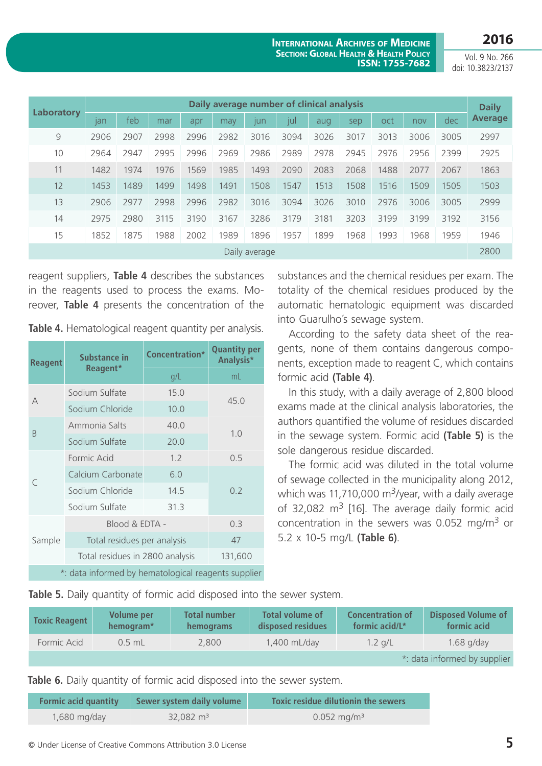| Laboratory | Daily average number of clinical analysis | | | | | | | | | | | | Daily Average |
|---|---|---|---|---|---|---|---|---|---|---|---|---|---|
| | jan | feb | mar | apr | may | jun | jul | aug | sep | oct | nov | dec | |
| 9 | 2906 | 2907 | 2998 | 2996 | 2982 | 3016 | 3094 | 3026 | 3017 | 3013 | 3006 | 3005 | 2997 |
| 10 | 2964 | 2947 | 2995 | 2996 | 2969 | 2986 | 2989 | 2978 | 2945 | 2976 | 2956 | 2399 | 2925 |
| 11 | 1482 | 1974 | 1976 | 1569 | 1985 | 1493 | 2090 | 2083 | 2068 | 1488 | 2077 | 2067 | 1863 |
| 12 | 1453 | 1489 | 1499 | 1498 | 1491 | 1508 | 1547 | 1513 | 1508 | 1516 | 1509 | 1505 | 1503 |
| 13 | 2906 | 2977 | 2998 | 2996 | 2982 | 3016 | 3094 | 3026 | 3010 | 2976 | 3006 | 3005 | 2999 |
| 14 | 2975 | 2980 | 3115 | 3190 | 3167 | 3286 | 3179 | 3181 | 3203 | 3199 | 3199 | 3192 | 3156 |
| 15 | 1852 | 1875 | 1988 | 2002 | 1989 | 1896 | 1957 | 1899 | 1968 | 1993 | 1968 | 1959 | 1946 |
| Daily average | | | | | | | | | | | | | 2800 |

reagent suppliers, **Table 4** describes the substances in the reagents used to process the exams. Moreover, **Table 4** presents the concentration of the substances and the chemical residues per exam. The totality of the chemical residues produced by the automatic hematologic equipment was discarded into Guarulho´s sewage system.

According to the safety data sheet of the reagents, none of them contains dangerous components, exception made to reagent C, which contains formic acid **(Table 4)**.

In this study, with a daily average of 2,800 blood exams made at the clinical analysis laboratories, the authors quantified the volume of residues discarded in the sewage system. Formic acid **(Table 5)** is the sole dangerous residue discarded.

The formic acid was diluted in the total volume of sewage collected in the municipality along 2012, which was 11,710,000 $m^3$/year, with a daily average of 32,082 $m^3$ [16]. The average daily formic acid concentration in the sewers was 0.052 mg/$m^3$ or 5.2 x 10-5 mg/L **(Table 6)**.

**Table 4.** Hematological reagent quantity per analysis.

| Reagent | Substance in Reagent* | Concentration* | Quantity per Analysis* |
|---|---|---|---|
| | | g/L | mL |
| A | Sodium Sulfate | 15.0 | 45.0 |
| | Sodium Chloride | 10.0 | |
| B | Ammonia Salts | 40.0 | 1.0 |
| | Sodium Sulfate | 20.0 | |
| C | Formic Acid | 1.2 | 0.5 |
| | Calcium Carbonate | 6.0 | 0.2 |
| | Sodium Chloride | 14.5 | |
| | Sodium Sulfate | 31.3 | |
| Sample | Blood & EDTA - | | 0.3 |
| | Total residues per analysis | | 47 |
| | Total residues in 2800 analysis | | 131,600 |

*: data informed by hematological reagents supplier

**Table 5.** Daily quantity of formic acid disposed into the sewer system.

| Toxic Reagent | Volume per hemogram* | Total number hemograms | Total volume of disposed residues | Concentration of formic acid/L* | Disposed Volume of formic acid |
|---|---|---|---|---|---|
| Formic Acid | 0.5 mL | 2,800 | 1,400 mL/day | 1.2 g/L | 1.68 g/day |

*: data informed by supplier

**Table 6.** Daily quantity of formic acid disposed into the sewer system.

| Formic acid quantity | Sewer system daily volume | Toxic residue dilutionin the sewers |
|---|---|---|
| 1,680 mg/day | 32,082 $m^3$ | 0.052 mg/$m^3$ |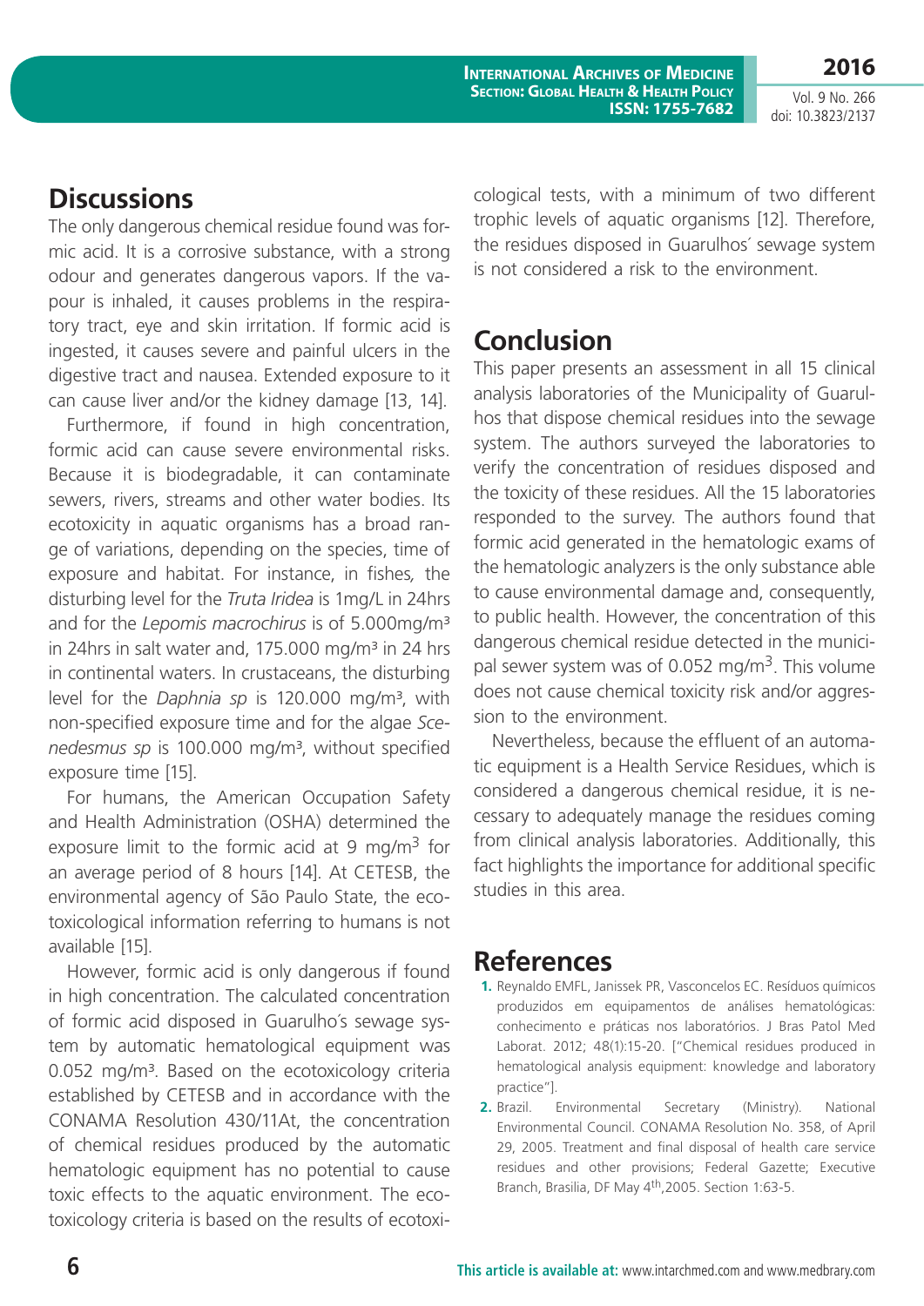## Discussions

The only dangerous chemical residue found was formic acid. It is a corrosive substance, with a strong odour and generates dangerous vapors. If the vapour is inhaled, it causes problems in the respiratory tract, eye and skin irritation. If formic acid is ingested, it causes severe and painful ulcers in the digestive tract and nausea. Extended exposure to it can cause liver and/or the kidney damage [13, 14].

Furthermore, if found in high concentration, formic acid can cause severe environmental risks. Because it is biodegradable, it can contaminate sewers, rivers, streams and other water bodies. Its ecotoxicity in aquatic organisms has a broad range of variations, depending on the species, time of exposure and habitat. For instance, in fishes, the disturbing level for the *Truta Iridea* is 1mg/L in 24hrs and for the *Lepomis macrochirus* is of 5.000mg/m³ in 24hrs in salt water and, 175.000 mg/m³ in 24 hrs in continental waters. In crustaceans, the disturbing level for the *Daphnia sp* is 120.000 mg/m³, with non-specified exposure time and for the algae *Scenedesmus sp* is 100.000 mg/m³, without specified exposure time [15].

For humans, the American Occupation Safety and Health Administration (OSHA) determined the exposure limit to the formic acid at 9 mg/m$^3$ for an average period of 8 hours [14]. At CETESB, the environmental agency of São Paulo State, the ecotoxicological information referring to humans is not available [15].

However, formic acid is only dangerous if found in high concentration. The calculated concentration of formic acid disposed in Guarulho´s sewage system by automatic hematological equipment was 0.052 mg/m³. Based on the ecotoxicology criteria established by CETESB and in accordance with the CONAMA Resolution 430/11At, the concentration of chemical residues produced by the automatic hematologic equipment has no potential to cause toxic effects to the aquatic environment. The ecotoxicology criteria is based on the results of ecotoxicological tests, with a minimum of two different trophic levels of aquatic organisms [12]. Therefore, the residues disposed in Guarulhos´ sewage system is not considered a risk to the environment.

## Conclusion

This paper presents an assessment in all 15 clinical analysis laboratories of the Municipality of Guarulhos that dispose chemical residues into the sewage system. The authors surveyed the laboratories to verify the concentration of residues disposed and the toxicity of these residues. All the 15 laboratories responded to the survey. The authors found that formic acid generated in the hematologic exams of the hematologic analyzers is the only substance able to cause environmental damage and, consequently, to public health. However, the concentration of this dangerous chemical residue detected in the municipal sewer system was of 0.052 mg/m$^3$. This volume does not cause chemical toxicity risk and/or aggression to the environment.

Nevertheless, because the effluent of an automatic equipment is a Health Service Residues, which is considered a dangerous chemical residue, it is necessary to adequately manage the residues coming from clinical analysis laboratories. Additionally, this fact highlights the importance for additional specific studies in this area.

## References

1. Reynaldo EMFL, Janissek PR, Vasconcelos EC. Resíduos químicos produzidos em equipamentos de análises hematológicas: conhecimento e práticas nos laboratórios. J Bras Patol Med Laborat. 2012; 48(1):15-20. ["Chemical residues produced in hematological analysis equipment: knowledge and laboratory practice"].
2. Brazil. Environmental Secretary (Ministry). National Environmental Council. CONAMA Resolution No. 358, of April 29, 2005. Treatment and final disposal of health care service residues and other provisions; Federal Gazette; Executive Branch, Brasilia, DF May 4th,2005. Section 1:63-5.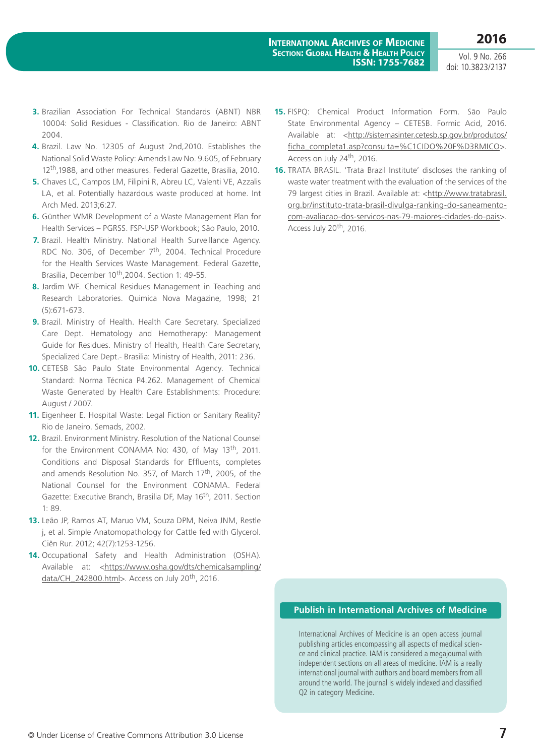3. Brazilian Association For Technical Standards (ABNT) NBR 10004: Solid Residues - Classification. Rio de Janeiro: ABNT 2004.
4. Brazil. Law No. 12305 of August 2nd,2010. Establishes the National Solid Waste Policy: Amends Law No. 9.605, of February 12th,1988, and other measures. Federal Gazette, Brasilia, 2010.
5. Chaves LC, Campos LM, Filipini R, Abreu LC, Valenti VE, Azzalis LA, et al. Potentially hazardous waste produced at home. Int Arch Med. 2013;6:27.
6. Günther WMR Development of a Waste Management Plan for Health Services – PGRSS. FSP-USP Workbook; São Paulo, 2010.
7. Brazil. Health Ministry. National Health Surveillance Agency. RDC No. 306, of December 7th, 2004. Technical Procedure for the Health Services Waste Management. Federal Gazette, Brasilia, December 10th,2004. Section 1: 49-55.
8. Jardim WF. Chemical Residues Management in Teaching and Research Laboratories. Quimica Nova Magazine, 1998; 21 (5):671-673.
9. Brazil. Ministry of Health. Health Care Secretary. Specialized Care Dept. Hematology and Hemotherapy: Management Guide for Residues. Ministry of Health, Health Care Secretary, Specialized Care Dept.- Brasilia: Ministry of Health, 2011: 236.
10. CETESB São Paulo State Environmental Agency. Technical Standard: Norma Técnica P4.262. Management of Chemical Waste Generated by Health Care Establishments: Procedure: August / 2007.
11. Eigenheer E. Hospital Waste: Legal Fiction or Sanitary Reality? Rio de Janeiro. Semads, 2002.
12. Brazil. Environment Ministry. Resolution of the National Counsel for the Environment CONAMA No: 430, of May 13th, 2011. Conditions and Disposal Standards for Effluents, completes and amends Resolution No. 357, of March 17th, 2005, of the National Counsel for the Environment CONAMA. Federal Gazette: Executive Branch, Brasilia DF, May 16th, 2011. Section 1: 89.
13. Leão JP, Ramos AT, Maruo VM, Souza DPM, Neiva JNM, Restle j, et al. Simple Anatomopathology for Cattle fed with Glycerol. Ciên Rur. 2012; 42(7):1253-1256.
14. Occupational Safety and Health Administration (OSHA). Available at: <https://www.osha.gov/dts/chemicalsampling/data/CH_242800.html>. Access on July 20th, 2016.
15. FISPQ: Chemical Product Information Form. São Paulo State Environmental Agency – CETESB. Formic Acid, 2016. Available at: <http://sistemasinter.cetesb.sp.gov.br/produtos/ficha_completa1.asp?consulta=%C1CIDO%20F%D3RMICO>. Access on July 24th, 2016.
16. TRATA BRASIL. 'Trata Brazil Institute' discloses the ranking of waste water treatment with the evaluation of the services of the 79 largest cities in Brazil. Available at: <http://www.tratabrasil.org.br/instituto-trata-brasil-divulga-ranking-do-saneamento-com-avaliacao-dos-servicos-nas-79-maiores-cidades-do-pais>. Access July 20th, 2016.

**Publish in International Archives of Medicine**

International Archives of Medicine is an open access journal publishing articles encompassing all aspects of medical science and clinical practice. IAM is considered a megajournal with independent sections on all areas of medicine. IAM is a really international journal with authors and board members from all around the world. The journal is widely indexed and classified Q2 in category Medicine.